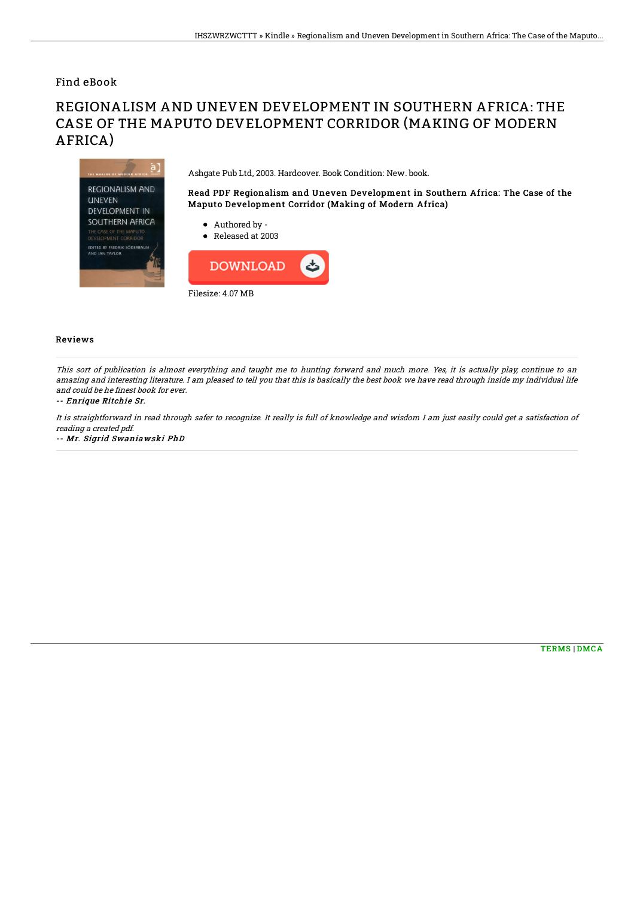Find eBook

# REGIONALISM AND UNEVEN DEVELOPMENT IN SOUTHERN AFRICA: THE CASE OF THE MAPUTO DEVELOPMENT CORRIDOR (MAKING OF MODERN AFRICA)

Ashgate Pub Ltd, 2003. Hardcover. Book Condition: New. book.

**Read PDF Regionalism and Uneven Development in Southern Africa: The Case of the Maputo Development Corridor (Making of Modern Africa)**

- Authored by -
- Released at 2003

DOWNLOAD

Filesize: 4.07 MB

## Reviews

*This sort of publication is almost everything and taught me to hunting forward and much more. Yes, it is actually play, continue to an amazing and interesting literature. I am pleased to tell you that this is basically the best book we have read through inside my individual life and could be he finest book for ever.*

*-- **Enrique Ritchie Sr.***

*It is straightforward in read through safer to recognize. It really is full of knowledge and wisdom I am just easily could get a satisfaction of reading a created pdf.*

*-- **Mr. Sigrid Swaniawski PhD***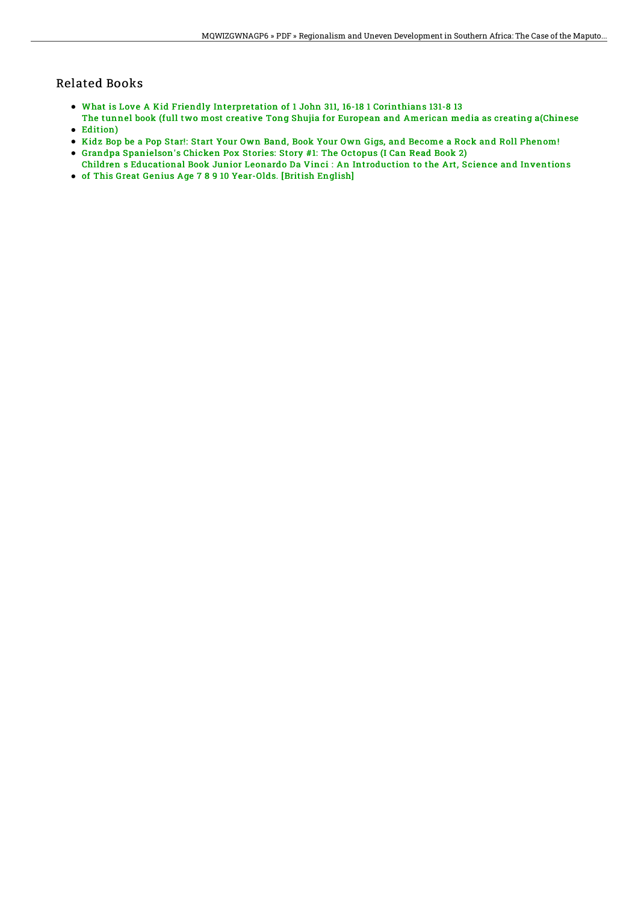## Related Books

- What is Love A Kid Friendly Interpretation of 1 John 311, 16-18 1 Corinthians 131-8 13
- The tunnel book (full two most creative Tong Shujia for European and American media as creating a(Chinese Edition)
- Kidz Bop be a Pop Star!: Start Your Own Band, Book Your Own Gigs, and Become a Rock and Roll Phenom!
- Grandpa Spanielson's Chicken Pox Stories: Story #1: The Octopus (I Can Read Book 2)
- Children s Educational Book Junior Leonardo Da Vinci : An Introduction to the Art, Science and Inventions of This Great Genius Age 7 8 9 10 Year-Olds. [British English]